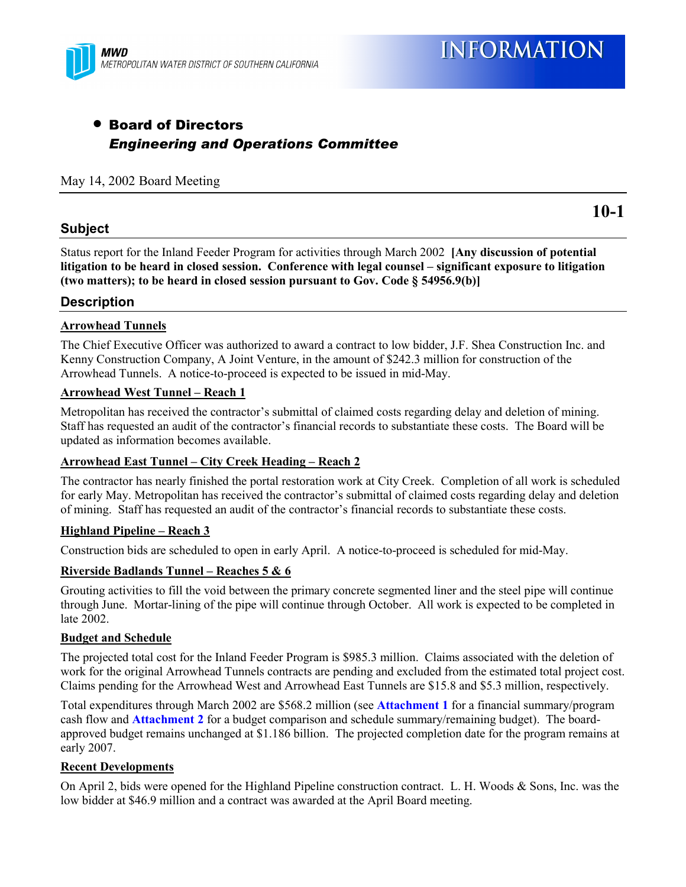**MWD**
*METROPOLITAN WATER DISTRICT OF SOUTHERN CALIFORNIA*

# INFORMATION

- **Board of Directors**
  ***Engineering and Operations Committee***

May 14, 2002 Board Meeting

**10-1**

## Subject

Status report for the Inland Feeder Program for activities through March 2002 **[Any discussion of potential litigation to be heard in closed session. Conference with legal counsel – significant exposure to litigation (two matters); to be heard in closed session pursuant to Gov. Code § 54956.9(b)]**

## Description

### Arrowhead Tunnels

The Chief Executive Officer was authorized to award a contract to low bidder, J.F. Shea Construction Inc. and Kenny Construction Company, A Joint Venture, in the amount of $242.3 million for construction of the Arrowhead Tunnels. A notice-to-proceed is expected to be issued in mid-May.

### Arrowhead West Tunnel – Reach 1

Metropolitan has received the contractor's submittal of claimed costs regarding delay and deletion of mining. Staff has requested an audit of the contractor's financial records to substantiate these costs. The Board will be updated as information becomes available.

### Arrowhead East Tunnel – City Creek Heading – Reach 2

The contractor has nearly finished the portal restoration work at City Creek. Completion of all work is scheduled for early May. Metropolitan has received the contractor's submittal of claimed costs regarding delay and deletion of mining. Staff has requested an audit of the contractor's financial records to substantiate these costs.

### Highland Pipeline – Reach 3

Construction bids are scheduled to open in early April. A notice-to-proceed is scheduled for mid-May.

### Riverside Badlands Tunnel – Reaches 5 & 6

Grouting activities to fill the void between the primary concrete segmented liner and the steel pipe will continue through June. Mortar-lining of the pipe will continue through October. All work is expected to be completed in late 2002.

### Budget and Schedule

The projected total cost for the Inland Feeder Program is $985.3 million. Claims associated with the deletion of work for the original Arrowhead Tunnels contracts are pending and excluded from the estimated total project cost. Claims pending for the Arrowhead West and Arrowhead East Tunnels are $15.8 and $5.3 million, respectively.

Total expenditures through March 2002 are $568.2 million (see **Attachment 1** for a financial summary/program cash flow and **Attachment 2** for a budget comparison and schedule summary/remaining budget). The board-approved budget remains unchanged at $1.186 billion. The projected completion date for the program remains at early 2007.

### Recent Developments

On April 2, bids were opened for the Highland Pipeline construction contract. L. H. Woods & Sons, Inc. was the low bidder at $46.9 million and a contract was awarded at the April Board meeting.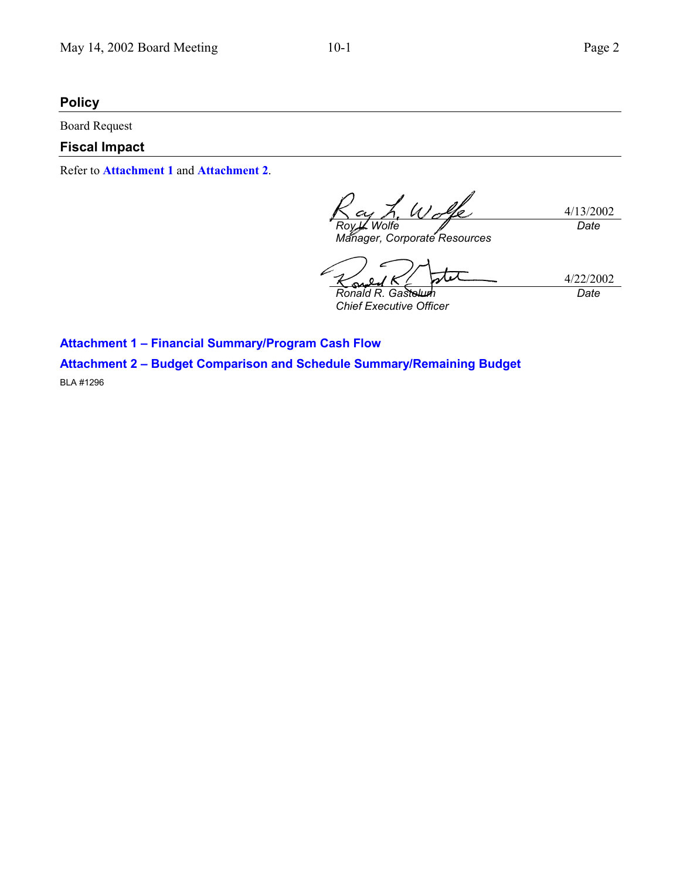## Policy

Board Request

## Fiscal Impact

Refer to **Attachment 1** and **Attachment 2**.

| | |
|---|---|
| *Roy L. Wolfe* | 4/13/2002 |
| *Manager, Corporate Resources* | *Date* |

| | |
|---|---|
| *Ronald R. Gastelum* | 4/22/2002 |
| *Chief Executive Officer* | *Date* |

**Attachment 1 – Financial Summary/Program Cash Flow**

**Attachment 2 – Budget Comparison and Schedule Summary/Remaining Budget**

BLA #1296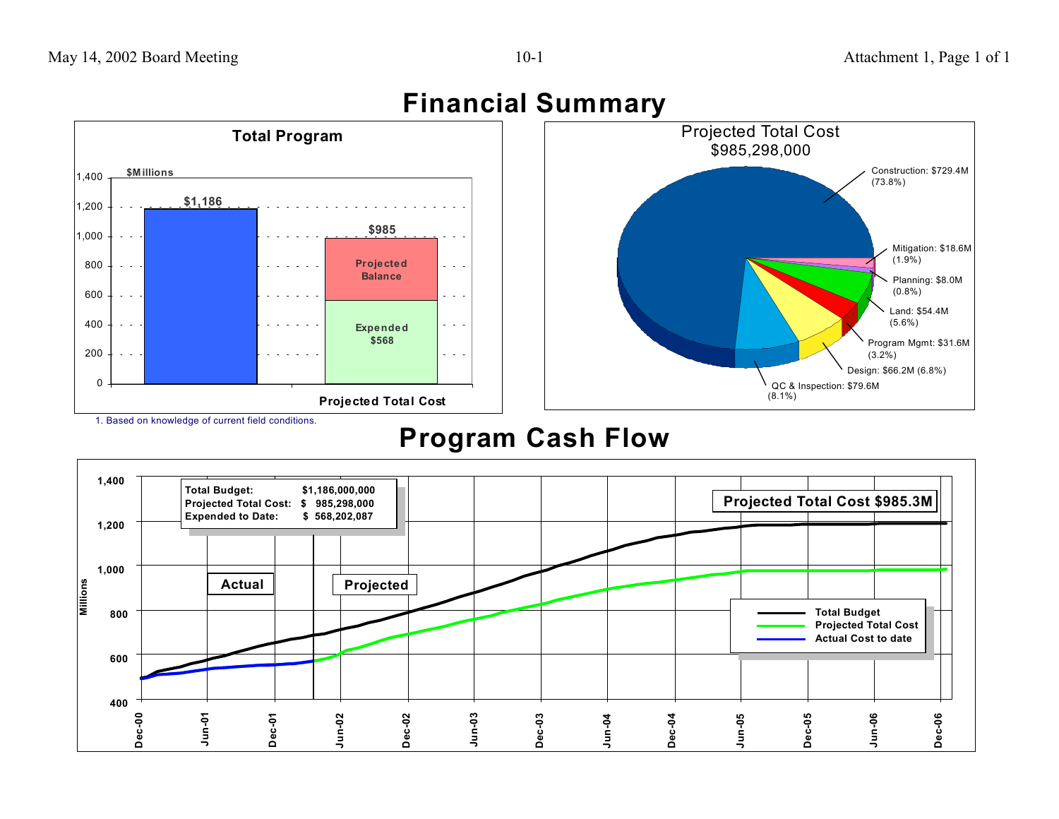# Financial Summary

## Total Program

$Millions

| | Total Budget | Projected Total Cost |
|---|---|---|
| Total | $1,186 | $985 |
| Projected Balance | | (included) |
| Expended | | $568 |

1. Based on knowledge of current field conditions.

## Projected Total Cost $985,298,000

- Construction: $729.4M (73.8%)
- Mitigation: $18.6M (1.9%)
- Planning: $8.0M (0.8%)
- Land: $54.4M (5.6%)
- Program Mgmt: $31.6M (3.2%)
- Design: $66.2M (6.8%)
- QC & Inspection: $79.6M (8.1%)

# Program Cash Flow

| | |
|---|---|
| Total Budget: | $1,186,000,000 |
| Projected Total Cost: | $ 985,298,000 |
| Expended to Date: | $ 568,202,087 |

Projected Total Cost $985.3M

Legend: Total Budget; Projected Total Cost; Actual Cost to date

Actual | Projected

Millions (400–1,400); Dec-00 through Dec-06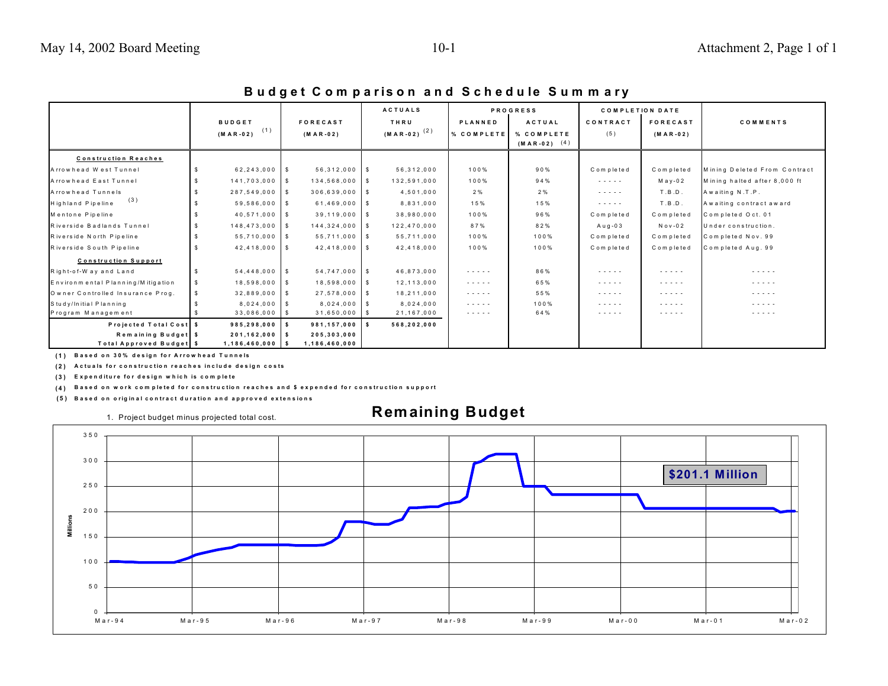## Budget Comparison and Schedule Summary

| | BUDGET (MAR-02) (1) | FORECAST (MAR-02) | ACTUALS THRU (MAR-02) (2) | PROGRESS | | COMPLETION DATE | | COMMENTS |
|---|---|---|---|---|---|---|---|---|
| | | | | PLANNED % COMPLETE | ACTUAL % COMPLETE (MAR-02) (4) | CONTRACT (5) | FORECAST (MAR-02) | |
| **Construction Reaches** | | | | | | | | |
| Arrowhead West Tunnel | $ 62,243,000 | $ 56,312,000 | $ 56,312,000 | 100% | 90% | Completed | Completed | Mining Deleted From Contract |
| Arrowhead East Tunnel | $ 141,703,000 | $ 134,568,000 | $ 132,591,000 | 100% | 94% | ----- | May-02 | Mining halted after 8,000 ft |
| Arrowhead Tunnels | $ 287,549,000 | $ 306,639,000 | $ 4,501,000 | 2% | 2% | ----- | T.B.D. | Awaiting N.T.P. |
| Highland Pipeline (3) | $ 59,586,000 | $ 61,469,000 | $ 8,831,000 | 15% | 15% | ----- | T.B.D. | Awaiting contract award |
| Mentone Pipeline | $ 40,571,000 | $ 39,119,000 | $ 38,980,000 | 100% | 96% | Completed | Completed | Completed Oct. 01 |
| Riverside Badlands Tunnel | $ 148,473,000 | $ 144,324,000 | $ 122,470,000 | 87% | 82% | Aug-03 | Nov-02 | Under construction. |
| Riverside North Pipeline | $ 55,710,000 | $ 55,711,000 | $ 55,711,000 | 100% | 100% | Completed | Completed | Completed Nov. 99 |
| Riverside South Pipeline | $ 42,418,000 | $ 42,418,000 | $ 42,418,000 | 100% | 100% | Completed | Completed | Completed Aug. 99 |
| **Construction Support** | | | | | | | | |
| Right-of-Way and Land | $ 54,448,000 | $ 54,747,000 | $ 46,873,000 | ----- | 86% | ----- | ----- | ----- |
| Environmental Planning/Mitigation | $ 18,598,000 | $ 18,598,000 | $ 12,113,000 | ----- | 65% | ----- | ----- | ----- |
| Owner Controlled Insurance Prog. | $ 32,889,000 | $ 27,578,000 | $ 18,211,000 | ----- | 55% | ----- | ----- | ----- |
| Study/Initial Planning | $ 8,024,000 | $ 8,024,000 | $ 8,024,000 | ----- | 100% | ----- | ----- | ----- |
| Program Management | $ 33,086,000 | $ 31,650,000 | $ 21,167,000 | ----- | 64% | ----- | ----- | ----- |
| **Projected Total Cost** | **$ 985,298,000** | **$ 981,157,000** | **$ 568,202,000** | | | | | |
| **Remaining Budget** | **$ 201,162,000** | **$ 205,303,000** | | | | | | |
| **Total Approved Budget** | **$ 1,186,460,000** | **$ 1,186,460,000** | | | | | | |

**(1)** Based on 30% design for Arrowhead Tunnels

**(2)** Actuals for construction reaches include design costs

**(3)** Expenditure for design which is complete

**(4)** Based on work completed for construction reaches and $ expended for construction support

**(5)** Based on original contract duration and approved extensions

## Remaining Budget

1. Project budget minus projected total cost.

$201.1 Million

Millions

0
50
100
150
200
250
300
350

Mar-94
Mar-95
Mar-96
Mar-97
Mar-98
Mar-99
Mar-00
Mar-01
Mar-02